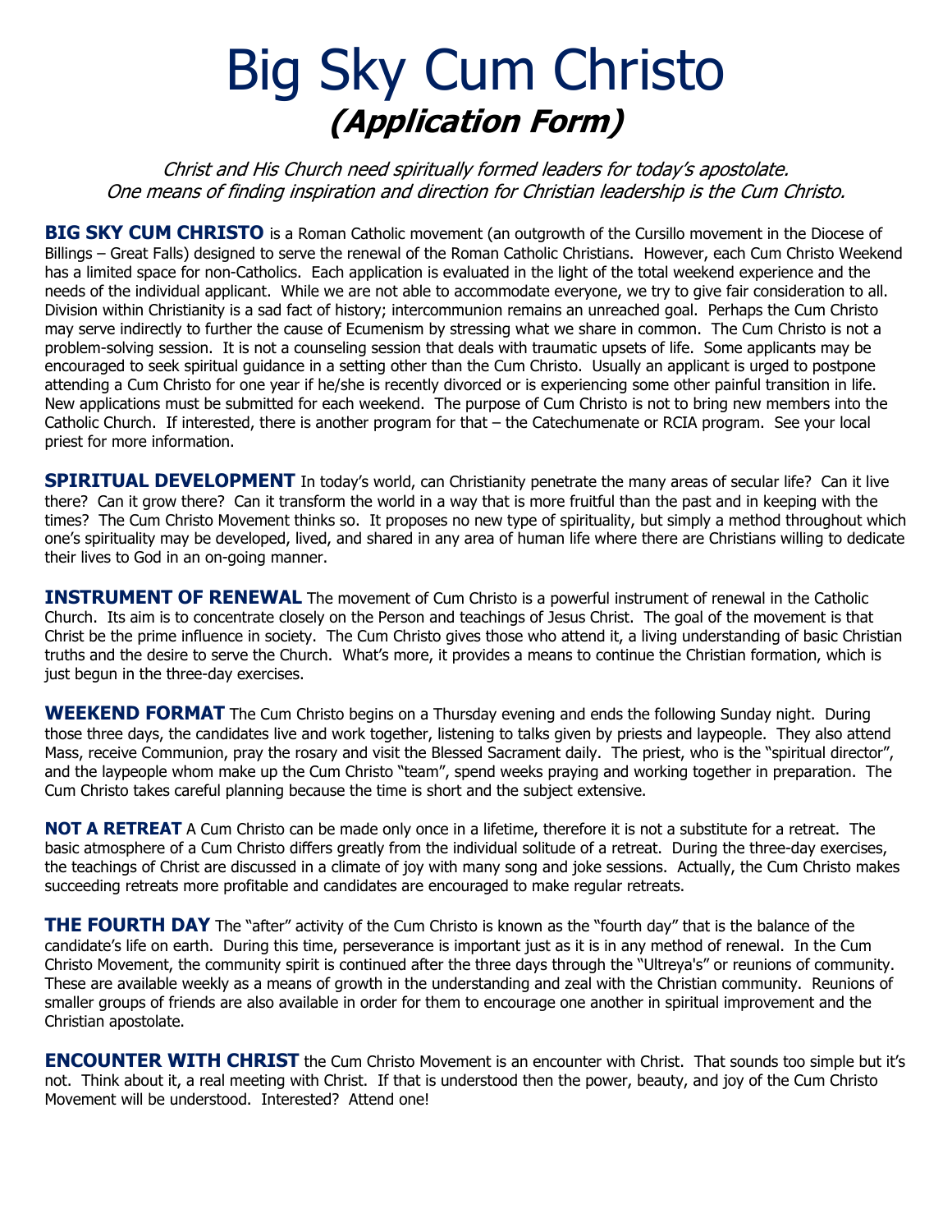# Big Sky Cum Christo

## *(Application Form)*

*Christ and His Church need spiritually formed leaders for today's apostolate.*
*One means of finding inspiration and direction for Christian leadership is the Cum Christo.*

**BIG SKY CUM CHRISTO** is a Roman Catholic movement (an outgrowth of the Cursillo movement in the Diocese of Billings – Great Falls) designed to serve the renewal of the Roman Catholic Christians. However, each Cum Christo Weekend has a limited space for non-Catholics. Each application is evaluated in the light of the total weekend experience and the needs of the individual applicant. While we are not able to accommodate everyone, we try to give fair consideration to all. Division within Christianity is a sad fact of history; intercommunion remains an unreached goal. Perhaps the Cum Christo may serve indirectly to further the cause of Ecumenism by stressing what we share in common. The Cum Christo is not a problem-solving session. It is not a counseling session that deals with traumatic upsets of life. Some applicants may be encouraged to seek spiritual guidance in a setting other than the Cum Christo. Usually an applicant is urged to postpone attending a Cum Christo for one year if he/she is recently divorced or is experiencing some other painful transition in life. New applications must be submitted for each weekend. The purpose of Cum Christo is not to bring new members into the Catholic Church. If interested, there is another program for that – the Catechumenate or RCIA program. See your local priest for more information.

**SPIRITUAL DEVELOPMENT** In today's world, can Christianity penetrate the many areas of secular life? Can it live there? Can it grow there? Can it transform the world in a way that is more fruitful than the past and in keeping with the times? The Cum Christo Movement thinks so. It proposes no new type of spirituality, but simply a method throughout which one's spirituality may be developed, lived, and shared in any area of human life where there are Christians willing to dedicate their lives to God in an on-going manner.

**INSTRUMENT OF RENEWAL** The movement of Cum Christo is a powerful instrument of renewal in the Catholic Church. Its aim is to concentrate closely on the Person and teachings of Jesus Christ. The goal of the movement is that Christ be the prime influence in society. The Cum Christo gives those who attend it, a living understanding of basic Christian truths and the desire to serve the Church. What's more, it provides a means to continue the Christian formation, which is just begun in the three-day exercises.

**WEEKEND FORMAT** The Cum Christo begins on a Thursday evening and ends the following Sunday night. During those three days, the candidates live and work together, listening to talks given by priests and laypeople. They also attend Mass, receive Communion, pray the rosary and visit the Blessed Sacrament daily. The priest, who is the "spiritual director", and the laypeople whom make up the Cum Christo "team", spend weeks praying and working together in preparation. The Cum Christo takes careful planning because the time is short and the subject extensive.

**NOT A RETREAT** A Cum Christo can be made only once in a lifetime, therefore it is not a substitute for a retreat. The basic atmosphere of a Cum Christo differs greatly from the individual solitude of a retreat. During the three-day exercises, the teachings of Christ are discussed in a climate of joy with many song and joke sessions. Actually, the Cum Christo makes succeeding retreats more profitable and candidates are encouraged to make regular retreats.

**THE FOURTH DAY** The "after" activity of the Cum Christo is known as the "fourth day" that is the balance of the candidate's life on earth. During this time, perseverance is important just as it is in any method of renewal. In the Cum Christo Movement, the community spirit is continued after the three days through the "Ultreya's" or reunions of community. These are available weekly as a means of growth in the understanding and zeal with the Christian community. Reunions of smaller groups of friends are also available in order for them to encourage one another in spiritual improvement and the Christian apostolate.

**ENCOUNTER WITH CHRIST** the Cum Christo Movement is an encounter with Christ. That sounds too simple but it's not. Think about it, a real meeting with Christ. If that is understood then the power, beauty, and joy of the Cum Christo Movement will be understood. Interested? Attend one!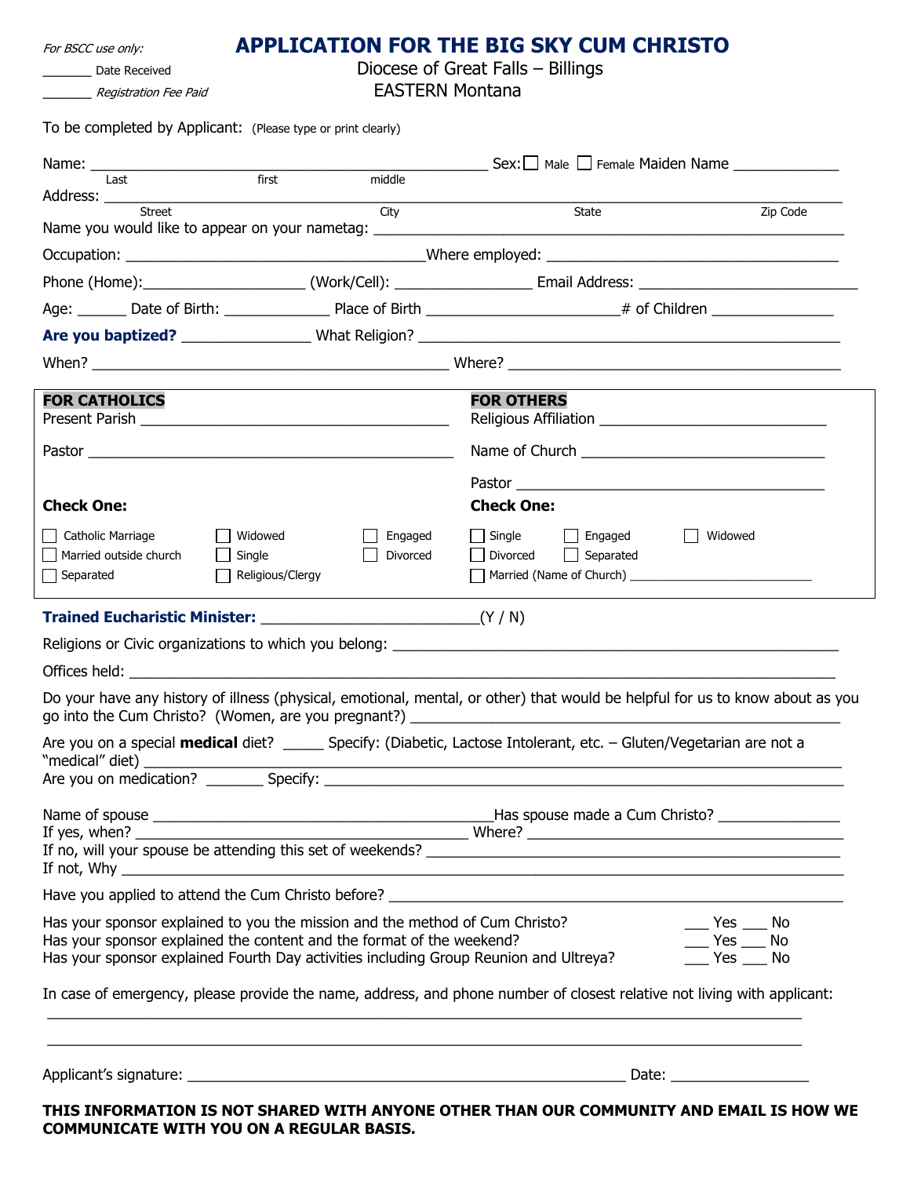*For BSCC use only:*

_______ Date Received

_______ *Registration Fee Paid*

# APPLICATION FOR THE BIG SKY CUM CHRISTO

Diocese of Great Falls – Billings
EASTERN Montana

To be completed by Applicant: (Please type or print clearly)

Name: ______________________________________________ Sex: ☐ Male ☐ Female Maiden Name _____________
(Last first middle)

Address: ______________________________________________________________________________
(Street City State Zip Code)

Name you would like to appear on your nametag: ______________________________________________

Occupation: ___________________________________ Where employed: ___________________________________

Phone (Home):___________________ (Work/Cell): ________________ Email Address: __________________________

Age: ______ Date of Birth: _____________ Place of Birth ______________________# of Children _______________

**Are you baptized?** _______________ What Religion? ______________________________________________

When? ___________________________________________ Where? _______________________________________

**FOR CATHOLICS**

Present Parish ______________________________________

Pastor ___________________________________________

**Check One:**

☐ Catholic Marriage ☐ Widowed ☐ Engaged
☐ Married outside church ☐ Single ☐ Divorced
☐ Separated ☐ Religious/Clergy

**FOR OTHERS**

Religious Affiliation ___________________________

Name of Church _______________________________

Pastor ______________________________________

**Check One:**

☐ Single ☐ Engaged ☐ Widowed
☐ Divorced ☐ Separated
☐ Married (Name of Church) _________________________

**Trained Eucharistic Minister:** _________________________(Y / N)

Religions or Civic organizations to which you belong: _________________________________________________

Offices held: ______________________________________________________________________________

Do your have any history of illness (physical, emotional, mental, or other) that would be helpful for us to know about as you go into the Cum Christo? (Women, are you pregnant?) ________________________________________________

Are you on a special **medical** diet? _____ Specify: (Diabetic, Lactose Intolerant, etc. – Gluten/Vegetarian are not a "medical" diet) _______________________________________________________________________

Are you on medication? _______ Specify: ______________________________________________________________

Name of spouse _________________________________________Has spouse made a Cum Christo? _______________

If yes, when? _______________________________________ Where? ______________________________________

If no, will your spouse be attending this set of weekends? _____________________________________________

If not, Why ______________________________________________________________________________

Have you applied to attend the Cum Christo before? ___________________________________________________

Has your sponsor explained to you the mission and the method of Cum Christo? ___ Yes ___ No

Has your sponsor explained the content and the format of the weekend? ___ Yes ___ No

Has your sponsor explained Fourth Day activities including Group Reunion and Ultreya? ___ Yes ___ No

In case of emergency, please provide the name, address, and phone number of closest relative not living with applicant:

______________________________________________________________________________________

______________________________________________________________________________________

Applicant's signature: ___________________________________________________ Date: ________________

**THIS INFORMATION IS NOT SHARED WITH ANYONE OTHER THAN OUR COMMUNITY AND EMAIL IS HOW WE COMMUNICATE WITH YOU ON A REGULAR BASIS.**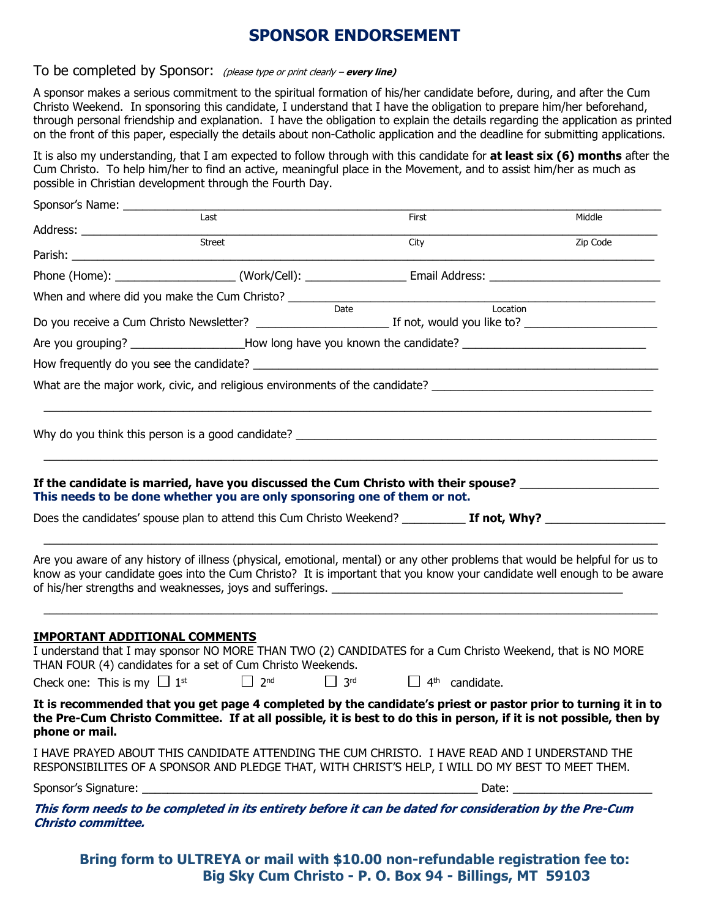# SPONSOR ENDORSEMENT

To be completed by Sponsor: *(please type or print clearly – **every line**)*

A sponsor makes a serious commitment to the spiritual formation of his/her candidate before, during, and after the Cum Christo Weekend. In sponsoring this candidate, I understand that I have the obligation to prepare him/her beforehand, through personal friendship and explanation. I have the obligation to explain the details regarding the application as printed on the front of this paper, especially the details about non-Catholic application and the deadline for submitting applications.

It is also my understanding, that I am expected to follow through with this candidate for **at least six (6) months** after the Cum Christo. To help him/her to find an active, meaningful place in the Movement, and to assist him/her as much as possible in Christian development through the Fourth Day.

Sponsor's Name: ______________________________________________________________
Last                                        First                                        Middle

Address: ______________________________________________________________
Street                                        City                                        Zip Code

Parish: ______________________________________________________________

Phone (Home): ___________________ (Work/Cell): ________________ Email Address: ___________________________

When and where did you make the Cum Christo? ______________________________________________
Date                                        Location

Do you receive a Cum Christo Newsletter? _____________________ If not, would you like to? _____________________

Are you grouping? __________________ How long have you known the candidate? ______________________________

How frequently do you see the candidate? ______________________________________________

What are the major work, civic, and religious environments of the candidate? ___________________________________

______________________________________________________________

Why do you think this person is a good candidate? ______________________________________________

______________________________________________________________

**If the candidate is married, have you discussed the Cum Christo with their spouse?** _____________________
**This needs to be done whether you are only sponsoring one of them or not.**

Does the candidates' spouse plan to attend this Cum Christo Weekend? __________ **If not, Why?** __________________

______________________________________________________________

Are you aware of any history of illness (physical, emotional, mental) or any other problems that would be helpful for us to know as your candidate goes into the Cum Christo? It is important that you know your candidate well enough to be aware of his/her strengths and weaknesses, joys and sufferings. _______________________________________________

______________________________________________________________

**IMPORTANT ADDITIONAL COMMENTS**

I understand that I may sponsor NO MORE THAN TWO (2) CANDIDATES for a Cum Christo Weekend, that is NO MORE THAN FOUR (4) candidates for a set of Cum Christo Weekends.

Check one: This is my ☐ 1st ☐ 2nd ☐ 3rd ☐ 4th candidate.

**It is recommended that you get page 4 completed by the candidate's priest or pastor prior to turning it in to the Pre-Cum Christo Committee. If at all possible, it is best to do this in person, if it is not possible, then by phone or mail.**

I HAVE PRAYED ABOUT THIS CANDIDATE ATTENDING THE CUM CHRISTO. I HAVE READ AND I UNDERSTAND THE RESPONSIBILITES OF A SPONSOR AND PLEDGE THAT, WITH CHRIST'S HELP, I WILL DO MY BEST TO MEET THEM.

Sponsor's Signature: ______________________________________________ Date: _____________________

***This form needs to be completed in its entirety before it can be dated for consideration by the Pre-Cum Christo committee.***

**Bring form to ULTREYA or mail with $10.00 non-refundable registration fee to:**
**Big Sky Cum Christo - P. O. Box 94 - Billings, MT 59103**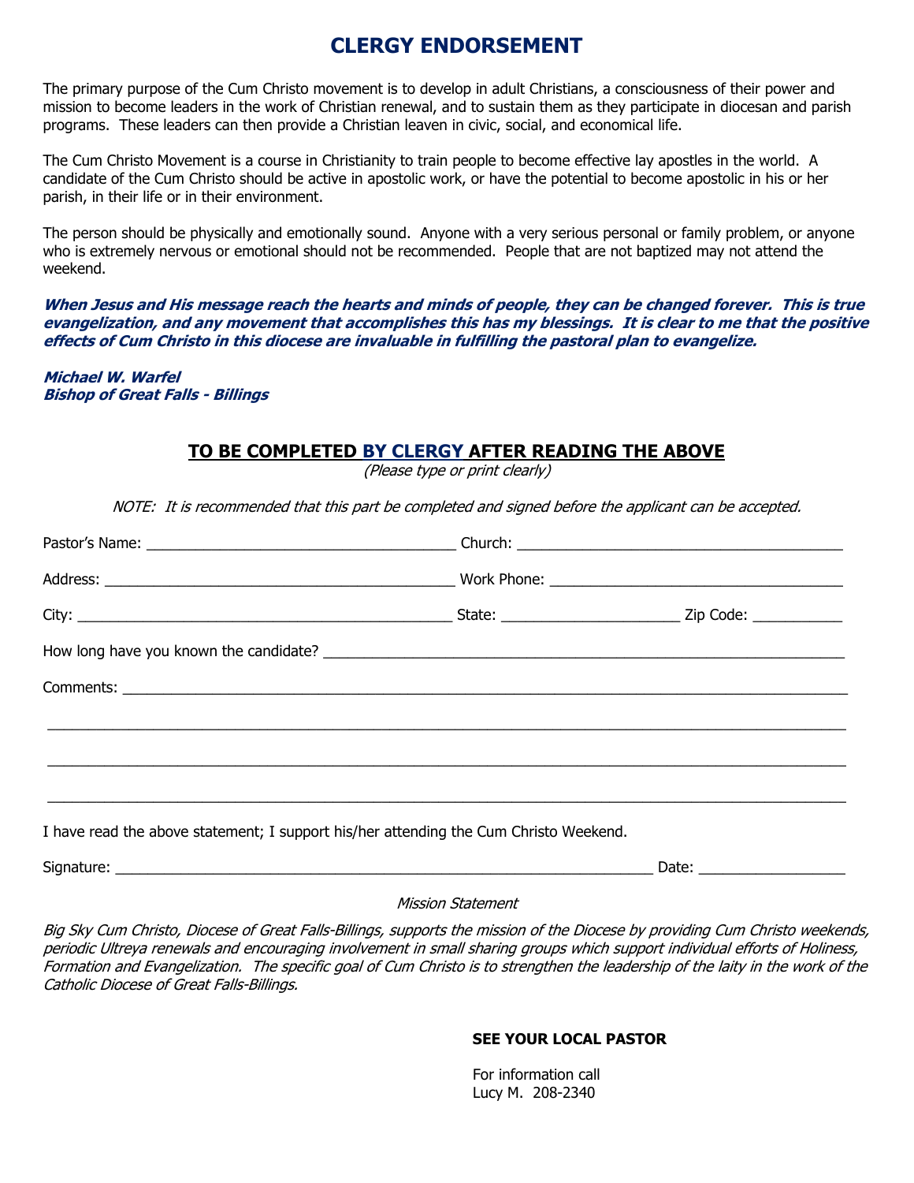# CLERGY ENDORSEMENT

The primary purpose of the Cum Christo movement is to develop in adult Christians, a consciousness of their power and mission to become leaders in the work of Christian renewal, and to sustain them as they participate in diocesan and parish programs. These leaders can then provide a Christian leaven in civic, social, and economical life.

The Cum Christo Movement is a course in Christianity to train people to become effective lay apostles in the world. A candidate of the Cum Christo should be active in apostolic work, or have the potential to become apostolic in his or her parish, in their life or in their environment.

The person should be physically and emotionally sound. Anyone with a very serious personal or family problem, or anyone who is extremely nervous or emotional should not be recommended. People that are not baptized may not attend the weekend.

***When Jesus and His message reach the hearts and minds of people, they can be changed forever. This is true evangelization, and any movement that accomplishes this has my blessings. It is clear to me that the positive effects of Cum Christo in this diocese are invaluable in fulfilling the pastoral plan to evangelize.***

***Michael W. Warfel***
***Bishop of Great Falls - Billings***

## TO BE COMPLETED BY CLERGY AFTER READING THE ABOVE

*(Please type or print clearly)*

*NOTE: It is recommended that this part be completed and signed before the applicant can be accepted.*

Pastor's Name: ______________________________ Church: ______________________________

Address: ______________________________ Work Phone: ______________________________

City: ______________________________ State: ________________ Zip Code: __________

How long have you known the candidate? ______________________________

Comments: ______________________________

______________________________

______________________________

______________________________

I have read the above statement; I support his/her attending the Cum Christo Weekend.

Signature: ______________________________ Date: ______________

*Mission Statement*

*Big Sky Cum Christo, Diocese of Great Falls-Billings, supports the mission of the Diocese by providing Cum Christo weekends, periodic Ultreya renewals and encouraging involvement in small sharing groups which support individual efforts of Holiness, Formation and Evangelization. The specific goal of Cum Christo is to strengthen the leadership of the laity in the work of the Catholic Diocese of Great Falls-Billings.*

**SEE YOUR LOCAL PASTOR**

For information call
Lucy M. 208-2340